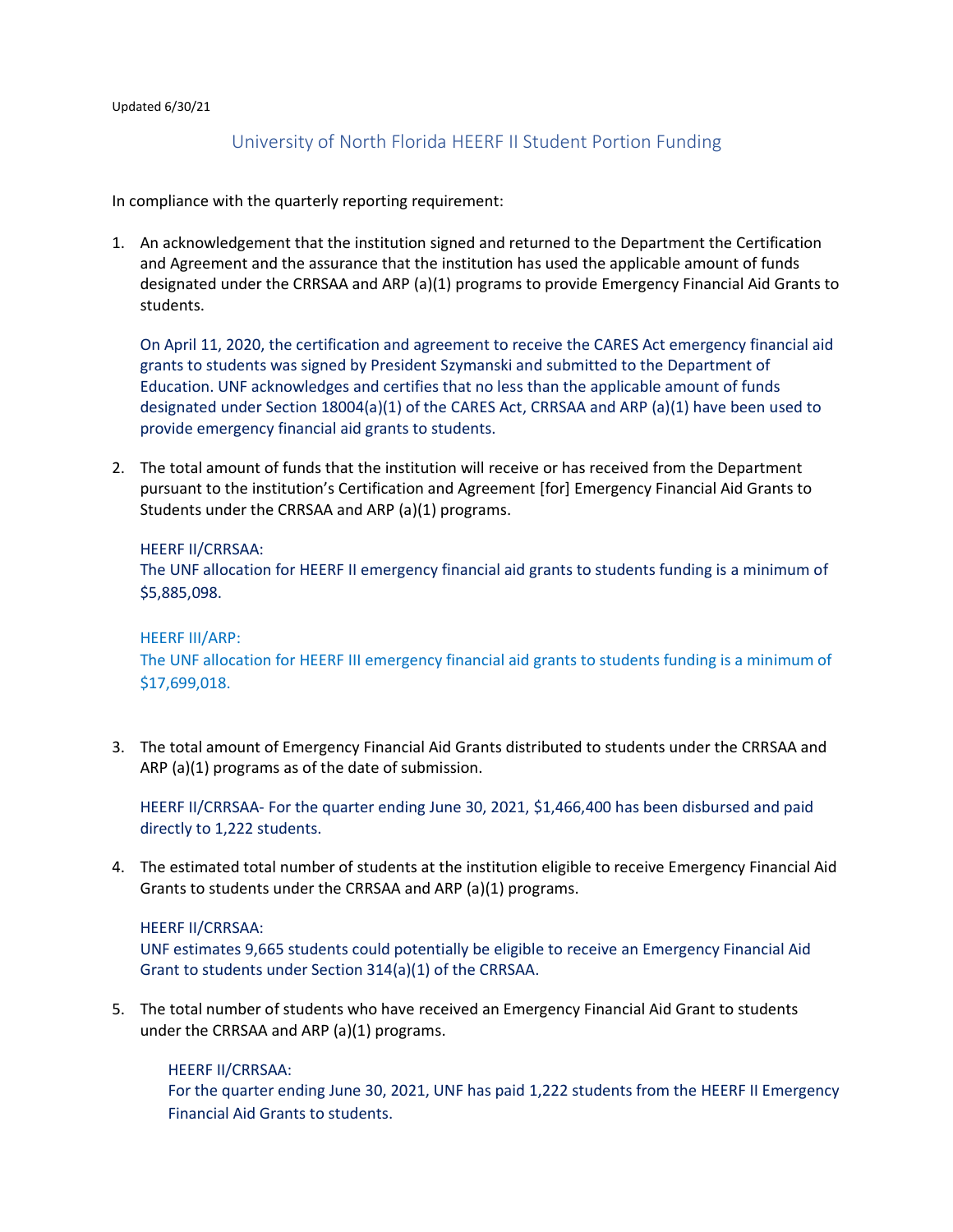Updated 6/30/21

# University of North Florida HEERF II Student Portion Funding

In compliance with the quarterly reporting requirement:

1. An acknowledgement that the institution signed and returned to the Department the Certification and Agreement and the assurance that the institution has used the applicable amount of funds designated under the CRRSAA and ARP (a)(1) programs to provide Emergency Financial Aid Grants to students.

   On April 11, 2020, the certification and agreement to receive the CARES Act emergency financial aid grants to students was signed by President Szymanski and submitted to the Department of Education. UNF acknowledges and certifies that no less than the applicable amount of funds designated under Section 18004(a)(1) of the CARES Act, CRRSAA and ARP (a)(1) have been used to provide emergency financial aid grants to students.

2. The total amount of funds that the institution will receive or has received from the Department pursuant to the institution's Certification and Agreement [for] Emergency Financial Aid Grants to Students under the CRRSAA and ARP (a)(1) programs.

   HEERF II/CRRSAA:
   The UNF allocation for HEERF II emergency financial aid grants to students funding is a minimum of $5,885,098.

   HEERF III/ARP:
   The UNF allocation for HEERF III emergency financial aid grants to students funding is a minimum of $17,699,018.

3. The total amount of Emergency Financial Aid Grants distributed to students under the CRRSAA and ARP (a)(1) programs as of the date of submission.

   HEERF II/CRRSAA- For the quarter ending June 30, 2021, $1,466,400 has been disbursed and paid directly to 1,222 students.

4. The estimated total number of students at the institution eligible to receive Emergency Financial Aid Grants to students under the CRRSAA and ARP (a)(1) programs.

   HEERF II/CRRSAA:
   UNF estimates 9,665 students could potentially be eligible to receive an Emergency Financial Aid Grant to students under Section 314(a)(1) of the CRRSAA.

5. The total number of students who have received an Emergency Financial Aid Grant to students under the CRRSAA and ARP (a)(1) programs.

   HEERF II/CRRSAA:
   For the quarter ending June 30, 2021, UNF has paid 1,222 students from the HEERF II Emergency Financial Aid Grants to students.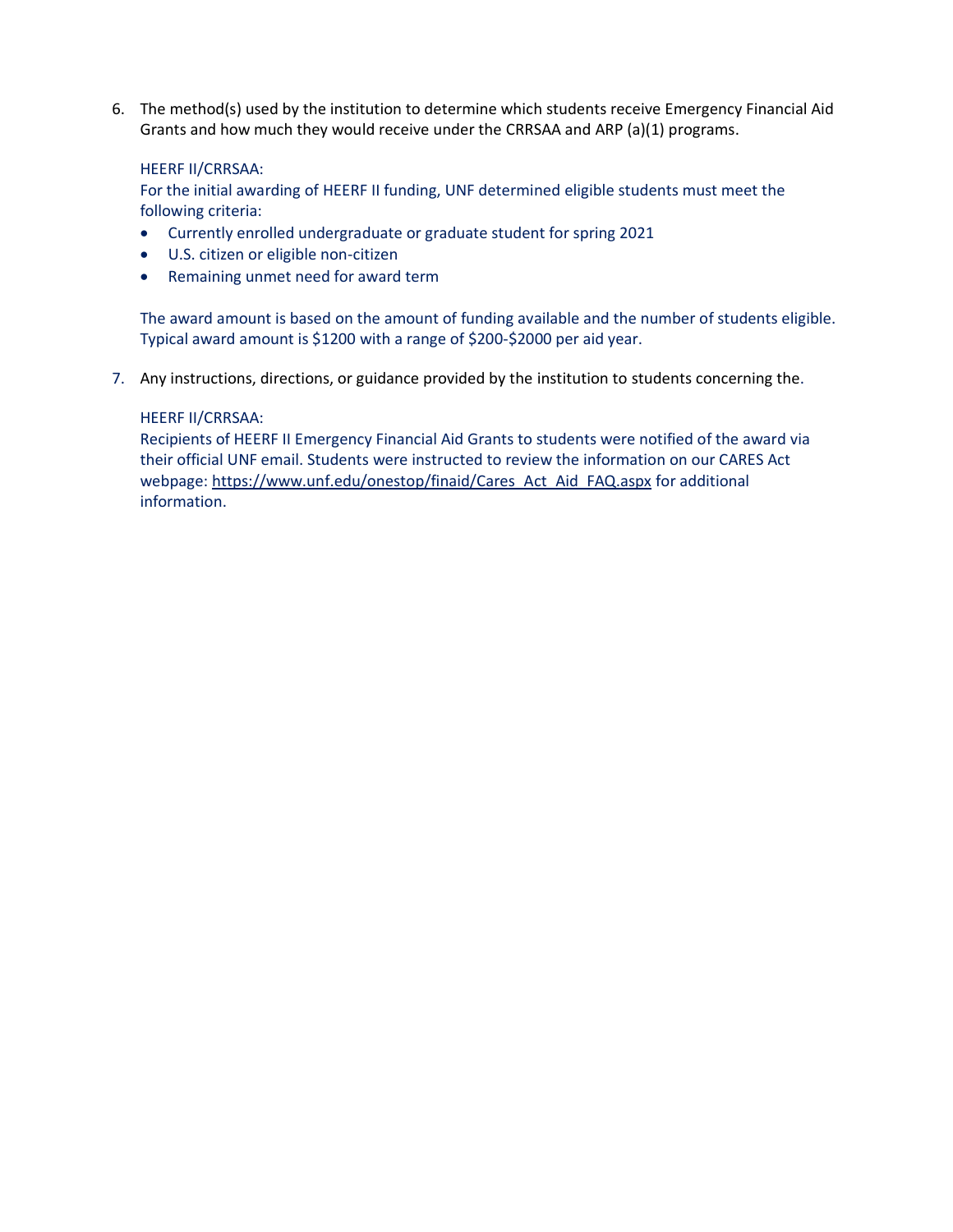6. The method(s) used by the institution to determine which students receive Emergency Financial Aid Grants and how much they would receive under the CRRSAA and ARP (a)(1) programs.

   HEERF II/CRRSAA:
   For the initial awarding of HEERF II funding, UNF determined eligible students must meet the following criteria:

   - Currently enrolled undergraduate or graduate student for spring 2021
   - U.S. citizen or eligible non-citizen
   - Remaining unmet need for award term

   The award amount is based on the amount of funding available and the number of students eligible. Typical award amount is $1200 with a range of $200-$2000 per aid year.

7. Any instructions, directions, or guidance provided by the institution to students concerning the.

   HEERF II/CRRSAA:
   Recipients of HEERF II Emergency Financial Aid Grants to students were notified of the award via their official UNF email. Students were instructed to review the information on our CARES Act webpage: https://www.unf.edu/onestop/finaid/Cares_Act_Aid_FAQ.aspx for additional information.